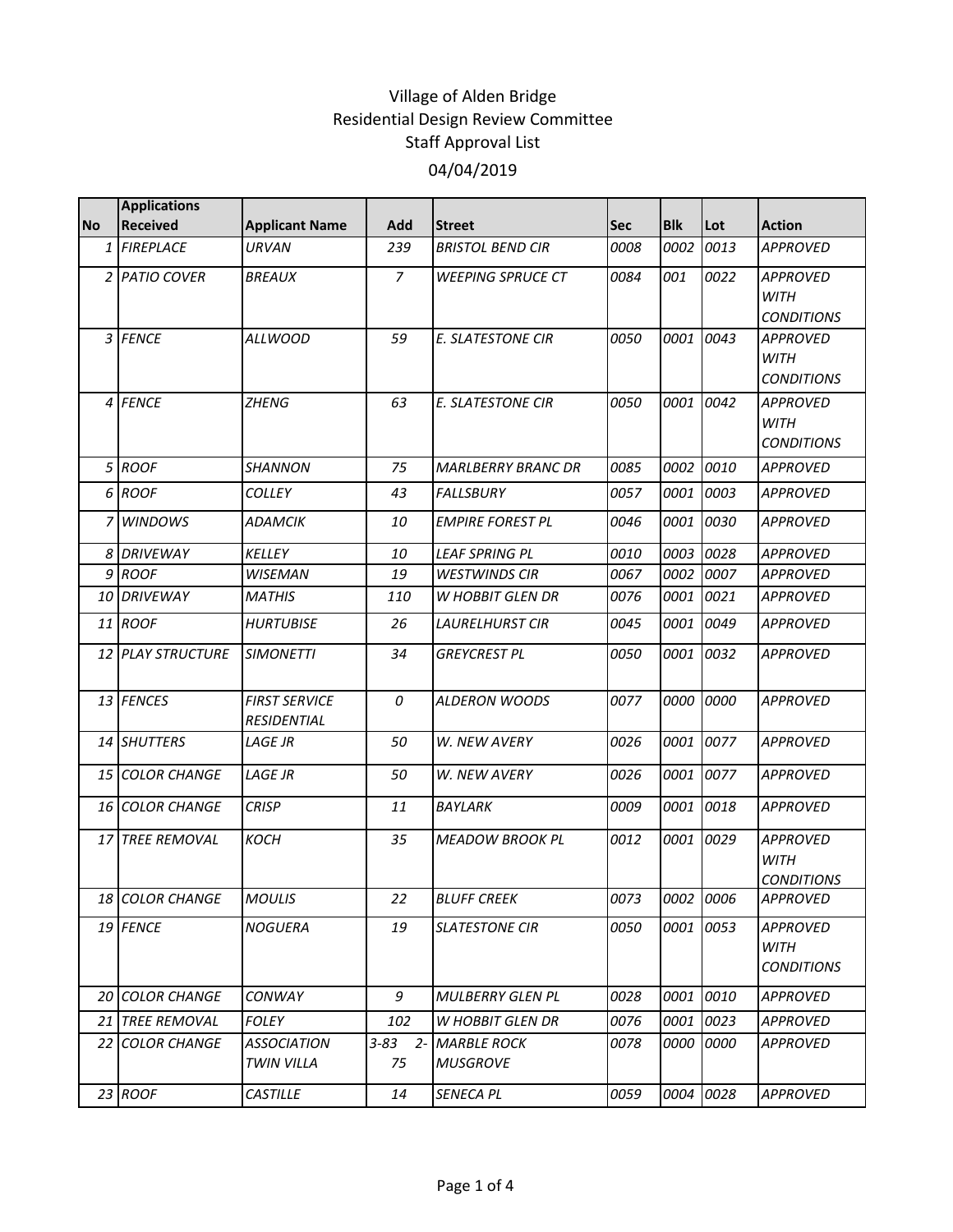# Village of Alden Bridge
## Residential Design Review Committee
## Staff Approval List
## 04/04/2019

| No | Applications Received | Applicant Name | Add | Street | Sec | Blk | Lot | Action |
|---|---|---|---|---|---|---|---|---|
| 1 | FIREPLACE | URVAN | 239 | BRISTOL BEND CIR | 0008 | 0002 | 0013 | APPROVED |
| 2 | PATIO COVER | BREAUX | 7 | WEEPING SPRUCE CT | 0084 | 001 | 0022 | APPROVED WITH CONDITIONS |
| 3 | FENCE | ALLWOOD | 59 | E. SLATESTONE CIR | 0050 | 0001 | 0043 | APPROVED WITH CONDITIONS |
| 4 | FENCE | ZHENG | 63 | E. SLATESTONE CIR | 0050 | 0001 | 0042 | APPROVED WITH CONDITIONS |
| 5 | ROOF | SHANNON | 75 | MARLBERRY BRANC DR | 0085 | 0002 | 0010 | APPROVED |
| 6 | ROOF | COLLEY | 43 | FALLSBURY | 0057 | 0001 | 0003 | APPROVED |
| 7 | WINDOWS | ADAMCIK | 10 | EMPIRE FOREST PL | 0046 | 0001 | 0030 | APPROVED |
| 8 | DRIVEWAY | KELLEY | 10 | LEAF SPRING PL | 0010 | 0003 | 0028 | APPROVED |
| 9 | ROOF | WISEMAN | 19 | WESTWINDS CIR | 0067 | 0002 | 0007 | APPROVED |
| 10 | DRIVEWAY | MATHIS | 110 | W HOBBIT GLEN DR | 0076 | 0001 | 0021 | APPROVED |
| 11 | ROOF | HURTUBISE | 26 | LAURELHURST CIR | 0045 | 0001 | 0049 | APPROVED |
| 12 | PLAY STRUCTURE | SIMONETTI | 34 | GREYCREST PL | 0050 | 0001 | 0032 | APPROVED |
| 13 | FENCES | FIRST SERVICE RESIDENTIAL | 0 | ALDERON WOODS | 0077 | 0000 | 0000 | APPROVED |
| 14 | SHUTTERS | LAGE JR | 50 | W. NEW AVERY | 0026 | 0001 | 0077 | APPROVED |
| 15 | COLOR CHANGE | LAGE JR | 50 | W. NEW AVERY | 0026 | 0001 | 0077 | APPROVED |
| 16 | COLOR CHANGE | CRISP | 11 | BAYLARK | 0009 | 0001 | 0018 | APPROVED |
| 17 | TREE REMOVAL | KOCH | 35 | MEADOW BROOK PL | 0012 | 0001 | 0029 | APPROVED WITH CONDITIONS |
| 18 | COLOR CHANGE | MOULIS | 22 | BLUFF CREEK | 0073 | 0002 | 0006 | APPROVED |
| 19 | FENCE | NOGUERA | 19 | SLATESTONE CIR | 0050 | 0001 | 0053 | APPROVED WITH CONDITIONS |
| 20 | COLOR CHANGE | CONWAY | 9 | MULBERRY GLEN PL | 0028 | 0001 | 0010 | APPROVED |
| 21 | TREE REMOVAL | FOLEY | 102 | W HOBBIT GLEN DR | 0076 | 0001 | 0023 | APPROVED |
| 22 | COLOR CHANGE | ASSOCIATION TWIN VILLA | 3-83 2-75 | MARBLE ROCK MUSGROVE | 0078 | 0000 | 0000 | APPROVED |
| 23 | ROOF | CASTILLE | 14 | SENECA PL | 0059 | 0004 | 0028 | APPROVED |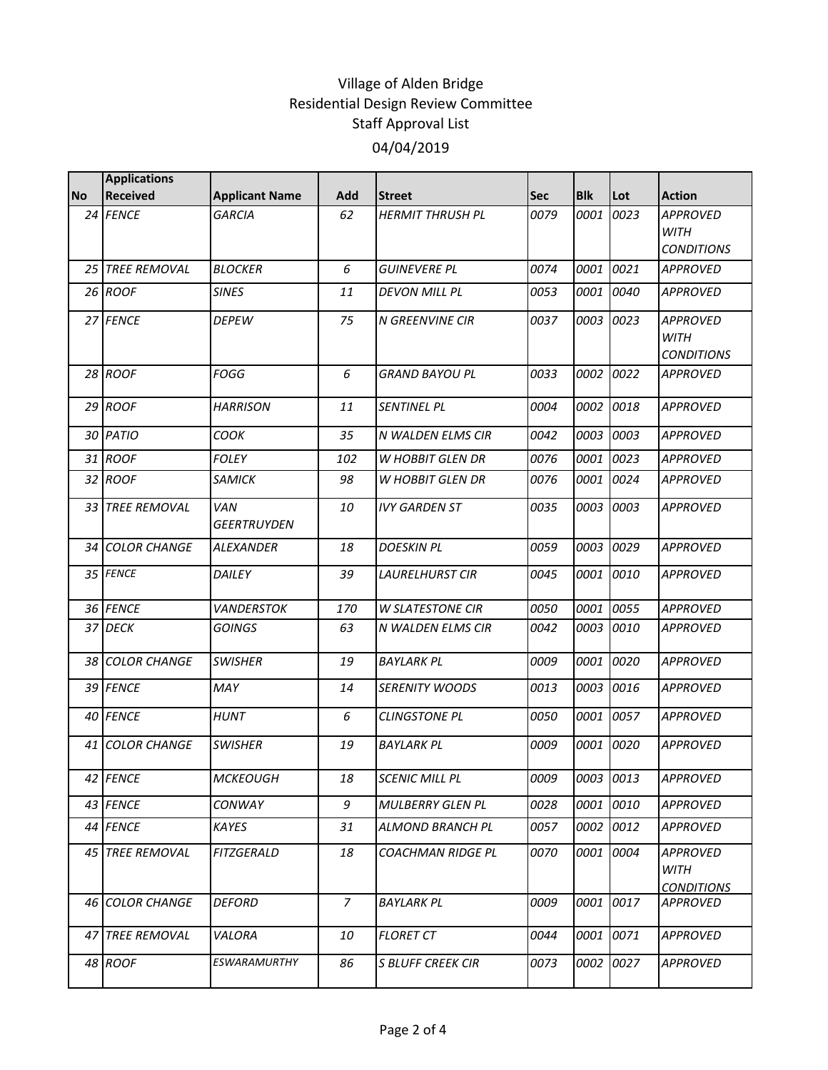# Village of Alden Bridge
## Residential Design Review Committee
## Staff Approval List
## 04/04/2019

| No | Applications Received | Applicant Name | Add | Street | Sec | Blk | Lot | Action |
|---|---|---|---|---|---|---|---|---|
| 24 | FENCE | GARCIA | 62 | HERMIT THRUSH PL | 0079 | 0001 | 0023 | APPROVED WITH CONDITIONS |
| 25 | TREE REMOVAL | BLOCKER | 6 | GUINEVERE PL | 0074 | 0001 | 0021 | APPROVED |
| 26 | ROOF | SINES | 11 | DEVON MILL PL | 0053 | 0001 | 0040 | APPROVED |
| 27 | FENCE | DEPEW | 75 | N GREENVINE CIR | 0037 | 0003 | 0023 | APPROVED WITH CONDITIONS |
| 28 | ROOF | FOGG | 6 | GRAND BAYOU PL | 0033 | 0002 | 0022 | APPROVED |
| 29 | ROOF | HARRISON | 11 | SENTINEL PL | 0004 | 0002 | 0018 | APPROVED |
| 30 | PATIO | COOK | 35 | N WALDEN ELMS CIR | 0042 | 0003 | 0003 | APPROVED |
| 31 | ROOF | FOLEY | 102 | W HOBBIT GLEN DR | 0076 | 0001 | 0023 | APPROVED |
| 32 | ROOF | SAMICK | 98 | W HOBBIT GLEN DR | 0076 | 0001 | 0024 | APPROVED |
| 33 | TREE REMOVAL | VAN GEERTRUYDEN | 10 | IVY GARDEN ST | 0035 | 0003 | 0003 | APPROVED |
| 34 | COLOR CHANGE | ALEXANDER | 18 | DOESKIN PL | 0059 | 0003 | 0029 | APPROVED |
| 35 | FENCE | DAILEY | 39 | LAURELHURST CIR | 0045 | 0001 | 0010 | APPROVED |
| 36 | FENCE | VANDERSTOK | 170 | W SLATESTONE CIR | 0050 | 0001 | 0055 | APPROVED |
| 37 | DECK | GOINGS | 63 | N WALDEN ELMS CIR | 0042 | 0003 | 0010 | APPROVED |
| 38 | COLOR CHANGE | SWISHER | 19 | BAYLARK PL | 0009 | 0001 | 0020 | APPROVED |
| 39 | FENCE | MAY | 14 | SERENITY WOODS | 0013 | 0003 | 0016 | APPROVED |
| 40 | FENCE | HUNT | 6 | CLINGSTONE PL | 0050 | 0001 | 0057 | APPROVED |
| 41 | COLOR CHANGE | SWISHER | 19 | BAYLARK PL | 0009 | 0001 | 0020 | APPROVED |
| 42 | FENCE | MCKEOUGH | 18 | SCENIC MILL PL | 0009 | 0003 | 0013 | APPROVED |
| 43 | FENCE | CONWAY | 9 | MULBERRY GLEN PL | 0028 | 0001 | 0010 | APPROVED |
| 44 | FENCE | KAYES | 31 | ALMOND BRANCH PL | 0057 | 0002 | 0012 | APPROVED |
| 45 | TREE REMOVAL | FITZGERALD | 18 | COACHMAN RIDGE PL | 0070 | 0001 | 0004 | APPROVED WITH CONDITIONS |
| 46 | COLOR CHANGE | DEFORD | 7 | BAYLARK PL | 0009 | 0001 | 0017 | APPROVED |
| 47 | TREE REMOVAL | VALORA | 10 | FLORET CT | 0044 | 0001 | 0071 | APPROVED |
| 48 | ROOF | ESWARAMURTHY | 86 | S BLUFF CREEK CIR | 0073 | 0002 | 0027 | APPROVED |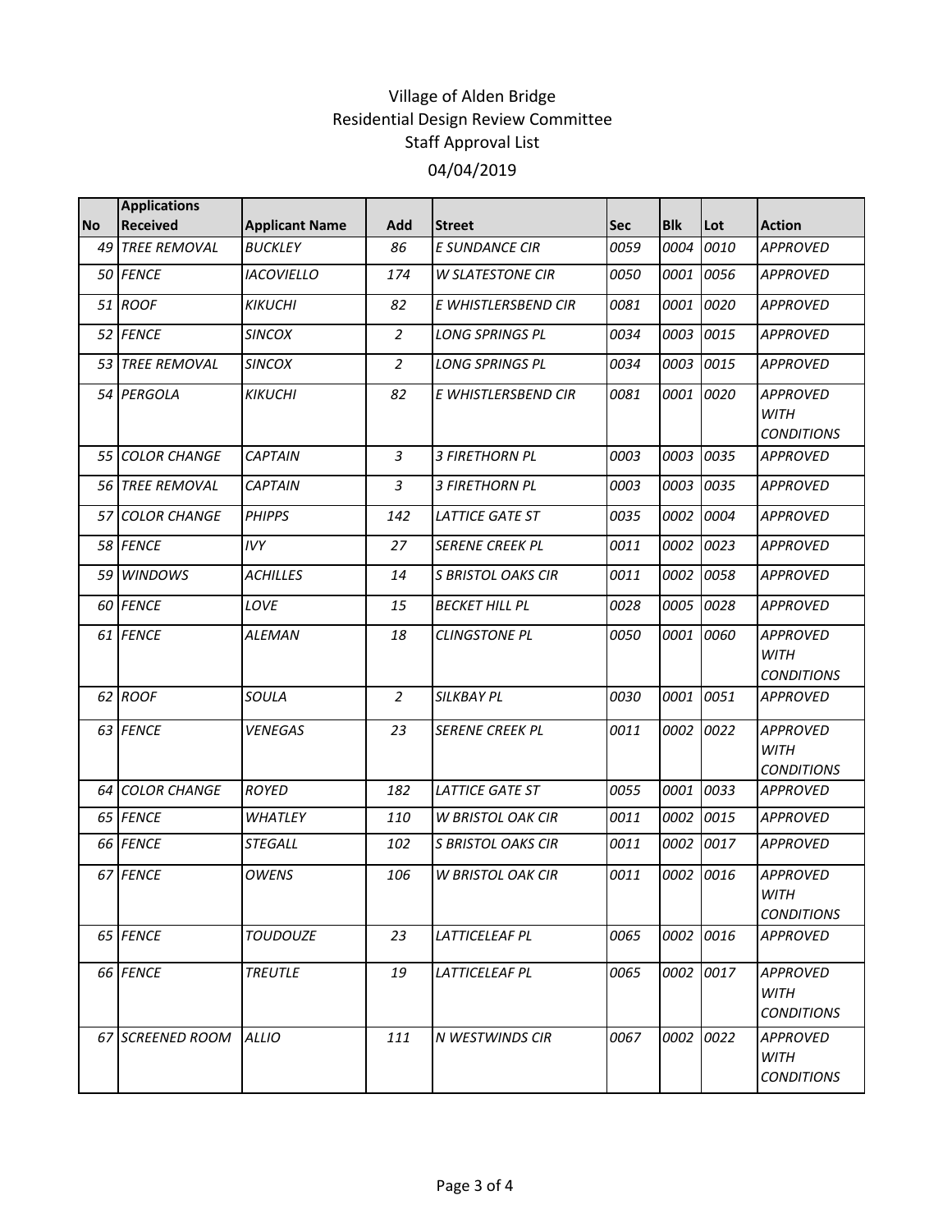Village of Alden Bridge
Residential Design Review Committee
Staff Approval List
04/04/2019

| No | Applications Received | Applicant Name | Add | Street | Sec | Blk | Lot | Action |
|---|---|---|---|---|---|---|---|---|
| 49 | TREE REMOVAL | BUCKLEY | 86 | E SUNDANCE CIR | 0059 | 0004 | 0010 | APPROVED |
| 50 | FENCE | IACOVIELLO | 174 | W SLATESTONE CIR | 0050 | 0001 | 0056 | APPROVED |
| 51 | ROOF | KIKUCHI | 82 | E WHISTLERSBEND CIR | 0081 | 0001 | 0020 | APPROVED |
| 52 | FENCE | SINCOX | 2 | LONG SPRINGS PL | 0034 | 0003 | 0015 | APPROVED |
| 53 | TREE REMOVAL | SINCOX | 2 | LONG SPRINGS PL | 0034 | 0003 | 0015 | APPROVED |
| 54 | PERGOLA | KIKUCHI | 82 | E WHISTLERSBEND CIR | 0081 | 0001 | 0020 | APPROVED WITH CONDITIONS |
| 55 | COLOR CHANGE | CAPTAIN | 3 | 3 FIRETHORN PL | 0003 | 0003 | 0035 | APPROVED |
| 56 | TREE REMOVAL | CAPTAIN | 3 | 3 FIRETHORN PL | 0003 | 0003 | 0035 | APPROVED |
| 57 | COLOR CHANGE | PHIPPS | 142 | LATTICE GATE ST | 0035 | 0002 | 0004 | APPROVED |
| 58 | FENCE | IVY | 27 | SERENE CREEK PL | 0011 | 0002 | 0023 | APPROVED |
| 59 | WINDOWS | ACHILLES | 14 | S BRISTOL OAKS CIR | 0011 | 0002 | 0058 | APPROVED |
| 60 | FENCE | LOVE | 15 | BECKET HILL PL | 0028 | 0005 | 0028 | APPROVED |
| 61 | FENCE | ALEMAN | 18 | CLINGSTONE PL | 0050 | 0001 | 0060 | APPROVED WITH CONDITIONS |
| 62 | ROOF | SOULA | 2 | SILKBAY PL | 0030 | 0001 | 0051 | APPROVED |
| 63 | FENCE | VENEGAS | 23 | SERENE CREEK PL | 0011 | 0002 | 0022 | APPROVED WITH CONDITIONS |
| 64 | COLOR CHANGE | ROYED | 182 | LATTICE GATE ST | 0055 | 0001 | 0033 | APPROVED |
| 65 | FENCE | WHATLEY | 110 | W BRISTOL OAK CIR | 0011 | 0002 | 0015 | APPROVED |
| 66 | FENCE | STEGALL | 102 | S BRISTOL OAKS CIR | 0011 | 0002 | 0017 | APPROVED |
| 67 | FENCE | OWENS | 106 | W BRISTOL OAK CIR | 0011 | 0002 | 0016 | APPROVED WITH CONDITIONS |
| 65 | FENCE | TOUDOUZE | 23 | LATTICELEAF PL | 0065 | 0002 | 0016 | APPROVED |
| 66 | FENCE | TREUTLE | 19 | LATTICELEAF PL | 0065 | 0002 | 0017 | APPROVED WITH CONDITIONS |
| 67 | SCREENED ROOM | ALLIO | 111 | N WESTWINDS CIR | 0067 | 0002 | 0022 | APPROVED WITH CONDITIONS |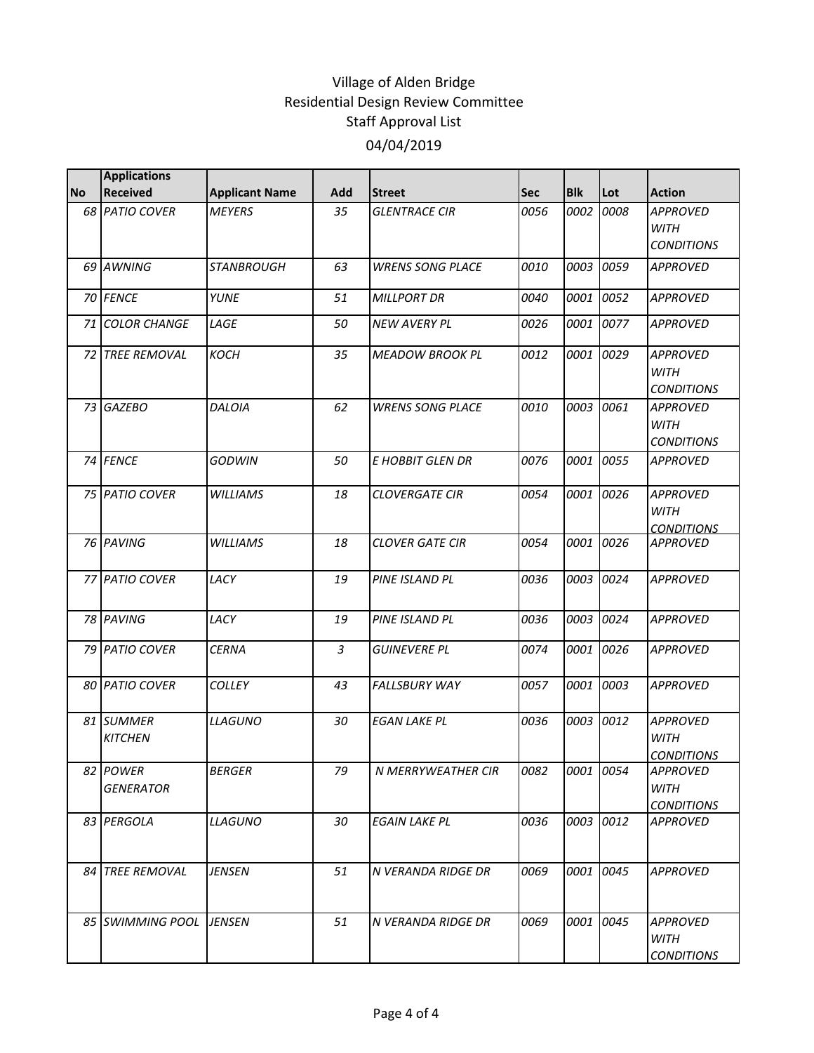# Village of Alden Bridge
## Residential Design Review Committee
## Staff Approval List
## 04/04/2019

| No | Applications Received | Applicant Name | Add | Street | Sec | Blk | Lot | Action |
|---|---|---|---|---|---|---|---|---|
| 68 | PATIO COVER | MEYERS | 35 | GLENTRACE CIR | 0056 | 0002 | 0008 | APPROVED WITH CONDITIONS |
| 69 | AWNING | STANBROUGH | 63 | WRENS SONG PLACE | 0010 | 0003 | 0059 | APPROVED |
| 70 | FENCE | YUNE | 51 | MILLPORT DR | 0040 | 0001 | 0052 | APPROVED |
| 71 | COLOR CHANGE | LAGE | 50 | NEW AVERY PL | 0026 | 0001 | 0077 | APPROVED |
| 72 | TREE REMOVAL | KOCH | 35 | MEADOW BROOK PL | 0012 | 0001 | 0029 | APPROVED WITH CONDITIONS |
| 73 | GAZEBO | DALOIA | 62 | WRENS SONG PLACE | 0010 | 0003 | 0061 | APPROVED WITH CONDITIONS |
| 74 | FENCE | GODWIN | 50 | E HOBBIT GLEN DR | 0076 | 0001 | 0055 | APPROVED |
| 75 | PATIO COVER | WILLIAMS | 18 | CLOVERGATE CIR | 0054 | 0001 | 0026 | APPROVED WITH CONDITIONS |
| 76 | PAVING | WILLIAMS | 18 | CLOVER GATE CIR | 0054 | 0001 | 0026 | APPROVED |
| 77 | PATIO COVER | LACY | 19 | PINE ISLAND PL | 0036 | 0003 | 0024 | APPROVED |
| 78 | PAVING | LACY | 19 | PINE ISLAND PL | 0036 | 0003 | 0024 | APPROVED |
| 79 | PATIO COVER | CERNA | 3 | GUINEVERE PL | 0074 | 0001 | 0026 | APPROVED |
| 80 | PATIO COVER | COLLEY | 43 | FALLSBURY WAY | 0057 | 0001 | 0003 | APPROVED |
| 81 | SUMMER KITCHEN | LLAGUNO | 30 | EGAN LAKE PL | 0036 | 0003 | 0012 | APPROVED WITH CONDITIONS |
| 82 | POWER GENERATOR | BERGER | 79 | N MERRYWEATHER CIR | 0082 | 0001 | 0054 | APPROVED WITH CONDITIONS |
| 83 | PERGOLA | LLAGUNO | 30 | EGAIN LAKE PL | 0036 | 0003 | 0012 | APPROVED |
| 84 | TREE REMOVAL | JENSEN | 51 | N VERANDA RIDGE DR | 0069 | 0001 | 0045 | APPROVED |
| 85 | SWIMMING POOL | JENSEN | 51 | N VERANDA RIDGE DR | 0069 | 0001 | 0045 | APPROVED WITH CONDITIONS |